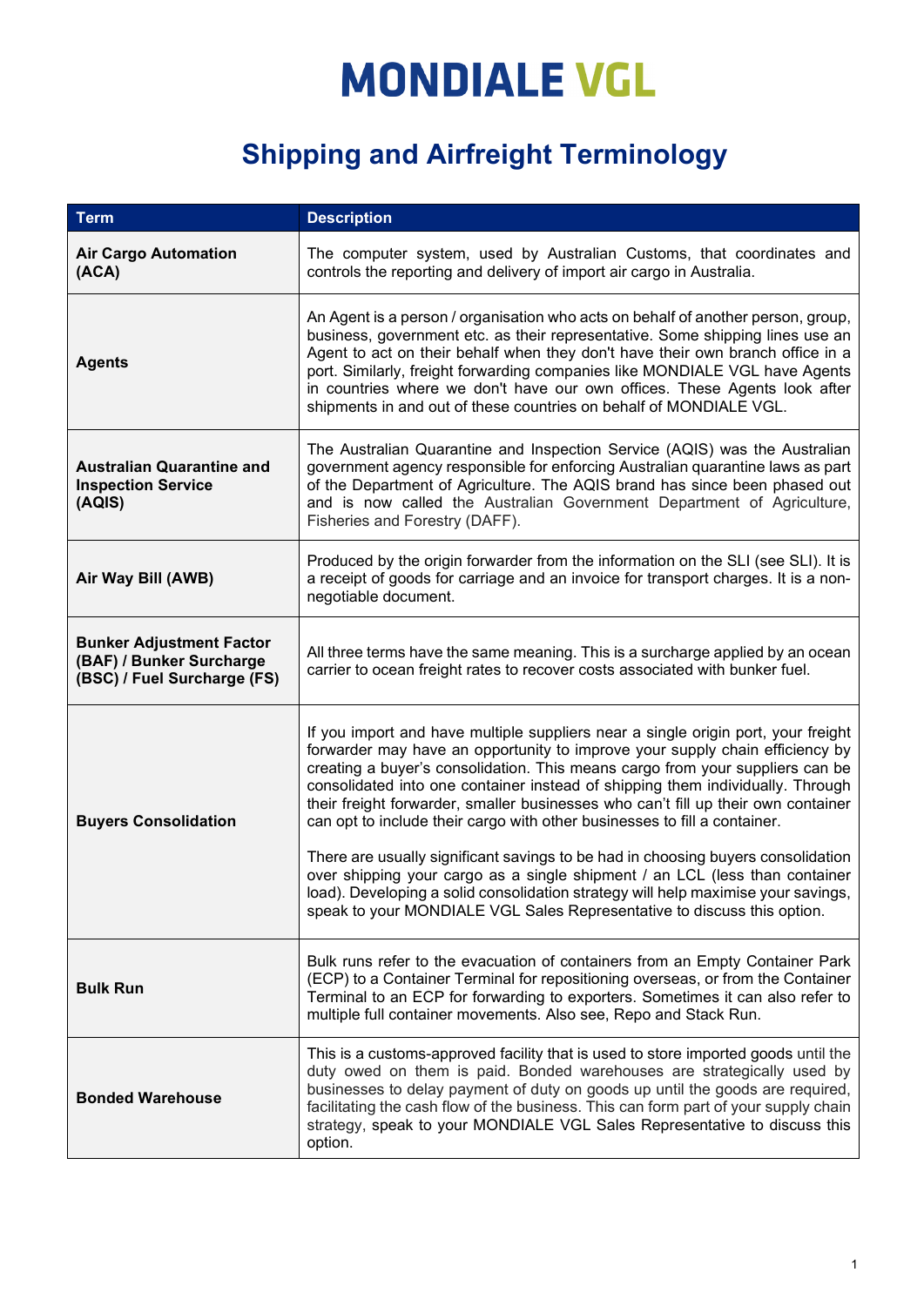# MONDIALE VGL

## Shipping and Airfreight Terminology

| Term | Description |
| --- | --- |
| **Air Cargo Automation (ACA)** | The computer system, used by Australian Customs, that coordinates and controls the reporting and delivery of import air cargo in Australia. |
| **Agents** | An Agent is a person / organisation who acts on behalf of another person, group, business, government etc. as their representative. Some shipping lines use an Agent to act on their behalf when they don't have their own branch office in a port. Similarly, freight forwarding companies like MONDIALE VGL have Agents in countries where we don't have our own offices. These Agents look after shipments in and out of these countries on behalf of MONDIALE VGL. |
| **Australian Quarantine and Inspection Service (AQIS)** | The Australian Quarantine and Inspection Service (AQIS) was the Australian government agency responsible for enforcing Australian quarantine laws as part of the Department of Agriculture. The AQIS brand has since been phased out and is now called the Australian Government Department of Agriculture, Fisheries and Forestry (DAFF). |
| **Air Way Bill (AWB)** | Produced by the origin forwarder from the information on the SLI (see SLI). It is a receipt of goods for carriage and an invoice for transport charges. It is a non-negotiable document. |
| **Bunker Adjustment Factor (BAF) / Bunker Surcharge (BSC) / Fuel Surcharge (FS)** | All three terms have the same meaning. This is a surcharge applied by an ocean carrier to ocean freight rates to recover costs associated with bunker fuel. |
| **Buyers Consolidation** | If you import and have multiple suppliers near a single origin port, your freight forwarder may have an opportunity to improve your supply chain efficiency by creating a buyer's consolidation. This means cargo from your suppliers can be consolidated into one container instead of shipping them individually. Through their freight forwarder, smaller businesses who can't fill up their own container can opt to include their cargo with other businesses to fill a container.<br><br>There are usually significant savings to be had in choosing buyers consolidation over shipping your cargo as a single shipment / an LCL (less than container load). Developing a solid consolidation strategy will help maximise your savings, speak to your MONDIALE VGL Sales Representative to discuss this option. |
| **Bulk Run** | Bulk runs refer to the evacuation of containers from an Empty Container Park (ECP) to a Container Terminal for repositioning overseas, or from the Container Terminal to an ECP for forwarding to exporters. Sometimes it can also refer to multiple full container movements. Also see, Repo and Stack Run. |
| **Bonded Warehouse** | This is a customs-approved facility that is used to store imported goods until the duty owed on them is paid. Bonded warehouses are strategically used by businesses to delay payment of duty on goods up until the goods are required, facilitating the cash flow of the business. This can form part of your supply chain strategy, speak to your MONDIALE VGL Sales Representative to discuss this option. |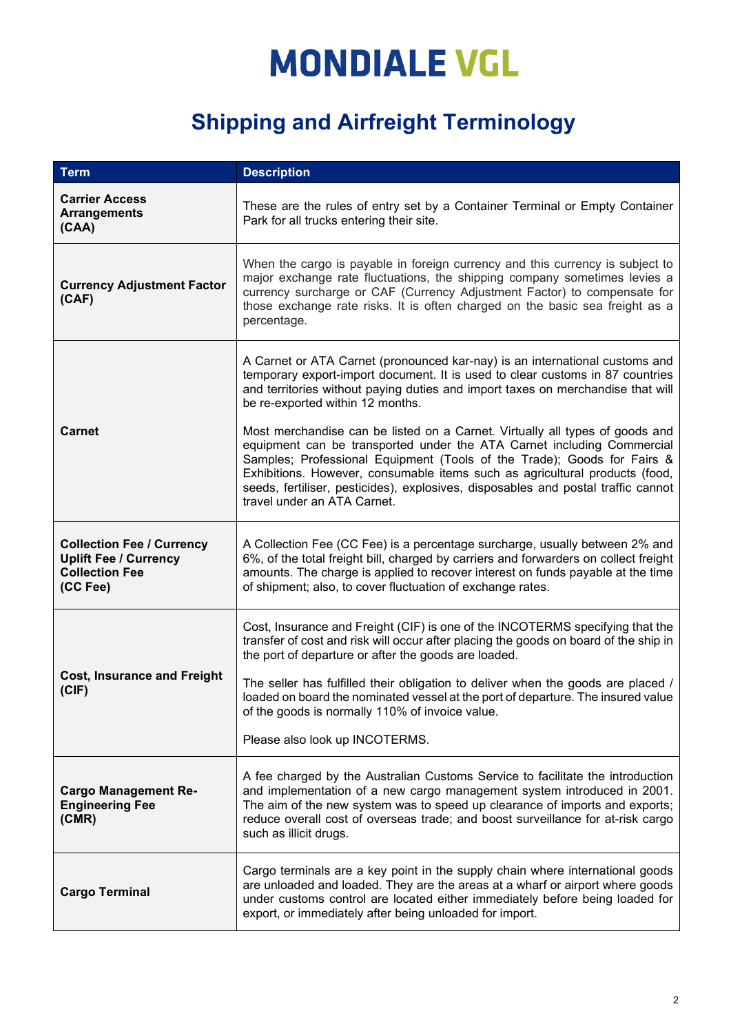# MONDIALE VGL

## Shipping and Airfreight Terminology

| Term | Description |
|---|---|
| **Carrier Access Arrangements (CAA)** | These are the rules of entry set by a Container Terminal or Empty Container Park for all trucks entering their site. |
| **Currency Adjustment Factor (CAF)** | When the cargo is payable in foreign currency and this currency is subject to major exchange rate fluctuations, the shipping company sometimes levies a currency surcharge or CAF (Currency Adjustment Factor) to compensate for those exchange rate risks. It is often charged on the basic sea freight as a percentage. |
| **Carnet** | A Carnet or ATA Carnet (pronounced kar-nay) is an international customs and temporary export-import document. It is used to clear customs in 87 countries and territories without paying duties and import taxes on merchandise that will be re-exported within 12 months.<br><br>Most merchandise can be listed on a Carnet. Virtually all types of goods and equipment can be transported under the ATA Carnet including Commercial Samples; Professional Equipment (Tools of the Trade); Goods for Fairs & Exhibitions. However, consumable items such as agricultural products (food, seeds, fertiliser, pesticides), explosives, disposables and postal traffic cannot travel under an ATA Carnet. |
| **Collection Fee / Currency Uplift Fee / Currency Collection Fee (CC Fee)** | A Collection Fee (CC Fee) is a percentage surcharge, usually between 2% and 6%, of the total freight bill, charged by carriers and forwarders on collect freight amounts. The charge is applied to recover interest on funds payable at the time of shipment; also, to cover fluctuation of exchange rates. |
| **Cost, Insurance and Freight (CIF)** | Cost, Insurance and Freight (CIF) is one of the INCOTERMS specifying that the transfer of cost and risk will occur after placing the goods on board of the ship in the port of departure or after the goods are loaded.<br><br>The seller has fulfilled their obligation to deliver when the goods are placed / loaded on board the nominated vessel at the port of departure. The insured value of the goods is normally 110% of invoice value.<br><br>Please also look up INCOTERMS. |
| **Cargo Management Re-Engineering Fee (CMR)** | A fee charged by the Australian Customs Service to facilitate the introduction and implementation of a new cargo management system introduced in 2001. The aim of the new system was to speed up clearance of imports and exports; reduce overall cost of overseas trade; and boost surveillance for at-risk cargo such as illicit drugs. |
| **Cargo Terminal** | Cargo terminals are a key point in the supply chain where international goods are unloaded and loaded. They are the areas at a wharf or airport where goods under customs control are located either immediately before being loaded for export, or immediately after being unloaded for import. |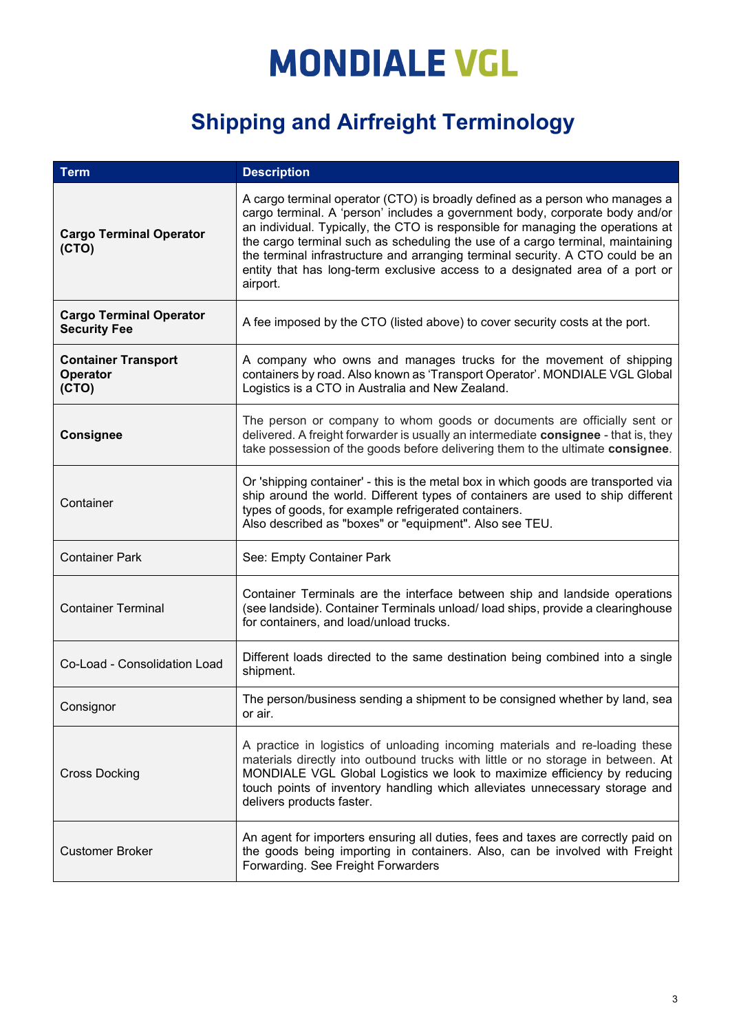# MONDIALE VGL

## Shipping and Airfreight Terminology

| Term | Description |
|---|---|
| **Cargo Terminal Operator (CTO)** | A cargo terminal operator (CTO) is broadly defined as a person who manages a cargo terminal. A 'person' includes a government body, corporate body and/or an individual. Typically, the CTO is responsible for managing the operations at the cargo terminal such as scheduling the use of a cargo terminal, maintaining the terminal infrastructure and arranging terminal security. A CTO could be an entity that has long-term exclusive access to a designated area of a port or airport. |
| **Cargo Terminal Operator Security Fee** | A fee imposed by the CTO (listed above) to cover security costs at the port. |
| **Container Transport Operator (CTO)** | A company who owns and manages trucks for the movement of shipping containers by road. Also known as 'Transport Operator'. MONDIALE VGL Global Logistics is a CTO in Australia and New Zealand. |
| **Consignee** | The person or company to whom goods or documents are officially sent or delivered. A freight forwarder is usually an intermediate **consignee** - that is, they take possession of the goods before delivering them to the ultimate **consignee**. |
| Container | Or 'shipping container' - this is the metal box in which goods are transported via ship around the world. Different types of containers are used to ship different types of goods, for example refrigerated containers. Also described as "boxes" or "equipment". Also see TEU. |
| Container Park | See: Empty Container Park |
| Container Terminal | Container Terminals are the interface between ship and landside operations (see landside). Container Terminals unload/ load ships, provide a clearinghouse for containers, and load/unload trucks. |
| Co-Load - Consolidation Load | Different loads directed to the same destination being combined into a single shipment. |
| Consignor | The person/business sending a shipment to be consigned whether by land, sea or air. |
| Cross Docking | A practice in logistics of unloading incoming materials and re-loading these materials directly into outbound trucks with little or no storage in between. At MONDIALE VGL Global Logistics we look to maximize efficiency by reducing touch points of inventory handling which alleviates unnecessary storage and delivers products faster. |
| Customer Broker | An agent for importers ensuring all duties, fees and taxes are correctly paid on the goods being importing in containers. Also, can be involved with Freight Forwarding. See Freight Forwarders |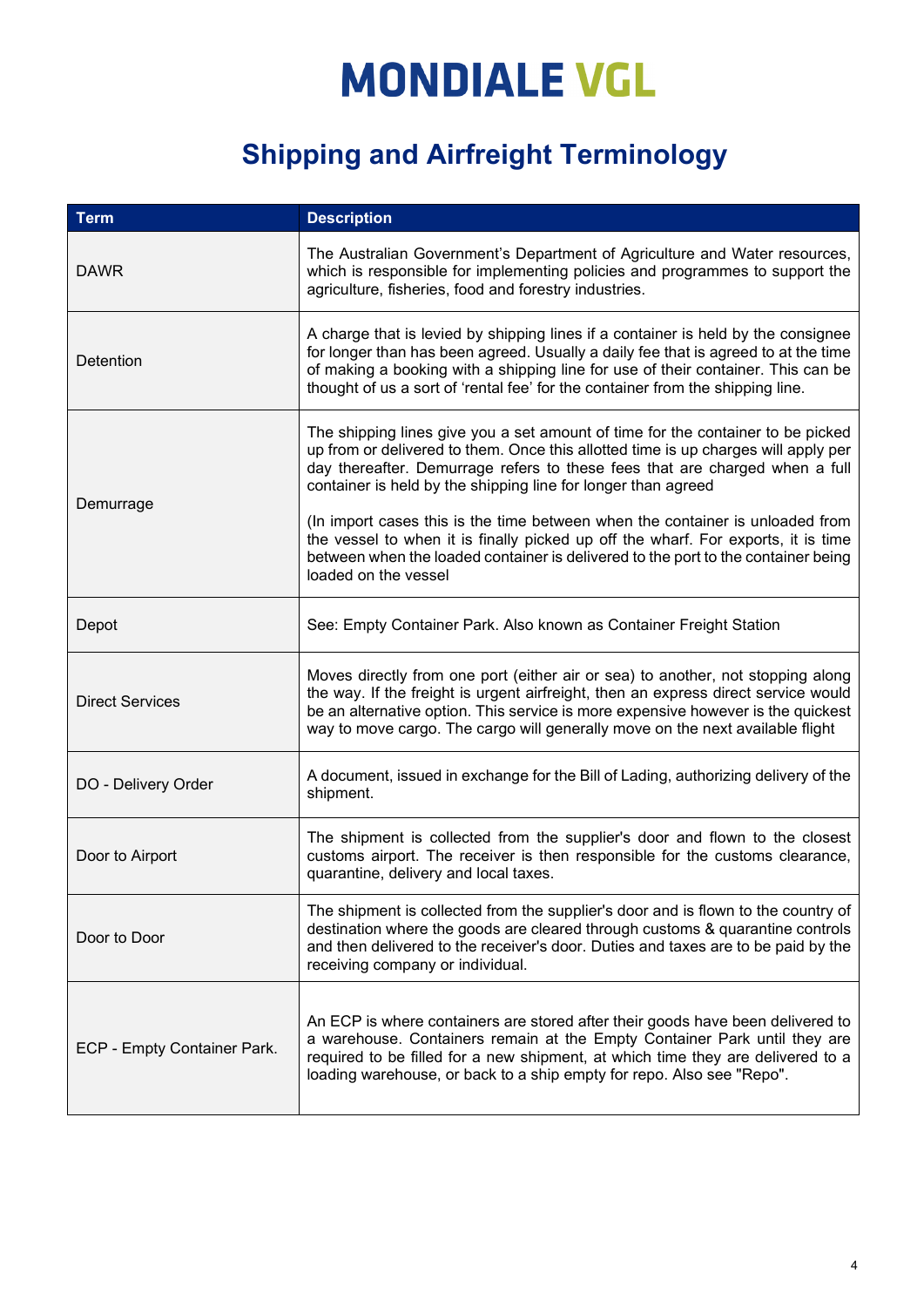# MONDIALE VGL

## Shipping and Airfreight Terminology

| Term | Description |
|---|---|
| DAWR | The Australian Government's Department of Agriculture and Water resources, which is responsible for implementing policies and programmes to support the agriculture, fisheries, food and forestry industries. |
| Detention | A charge that is levied by shipping lines if a container is held by the consignee for longer than has been agreed. Usually a daily fee that is agreed to at the time of making a booking with a shipping line for use of their container. This can be thought of us a sort of 'rental fee' for the container from the shipping line. |
| Demurrage | The shipping lines give you a set amount of time for the container to be picked up from or delivered to them. Once this allotted time is up charges will apply per day thereafter. Demurrage refers to these fees that are charged when a full container is held by the shipping line for longer than agreed<br><br>(In import cases this is the time between when the container is unloaded from the vessel to when it is finally picked up off the wharf. For exports, it is time between when the loaded container is delivered to the port to the container being loaded on the vessel |
| Depot | See: Empty Container Park. Also known as Container Freight Station |
| Direct Services | Moves directly from one port (either air or sea) to another, not stopping along the way. If the freight is urgent airfreight, then an express direct service would be an alternative option. This service is more expensive however is the quickest way to move cargo. The cargo will generally move on the next available flight |
| DO - Delivery Order | A document, issued in exchange for the Bill of Lading, authorizing delivery of the shipment. |
| Door to Airport | The shipment is collected from the supplier's door and flown to the closest customs airport. The receiver is then responsible for the customs clearance, quarantine, delivery and local taxes. |
| Door to Door | The shipment is collected from the supplier's door and is flown to the country of destination where the goods are cleared through customs & quarantine controls and then delivered to the receiver's door. Duties and taxes are to be paid by the receiving company or individual. |
| ECP - Empty Container Park. | An ECP is where containers are stored after their goods have been delivered to a warehouse. Containers remain at the Empty Container Park until they are required to be filled for a new shipment, at which time they are delivered to a loading warehouse, or back to a ship empty for repo. Also see "Repo". |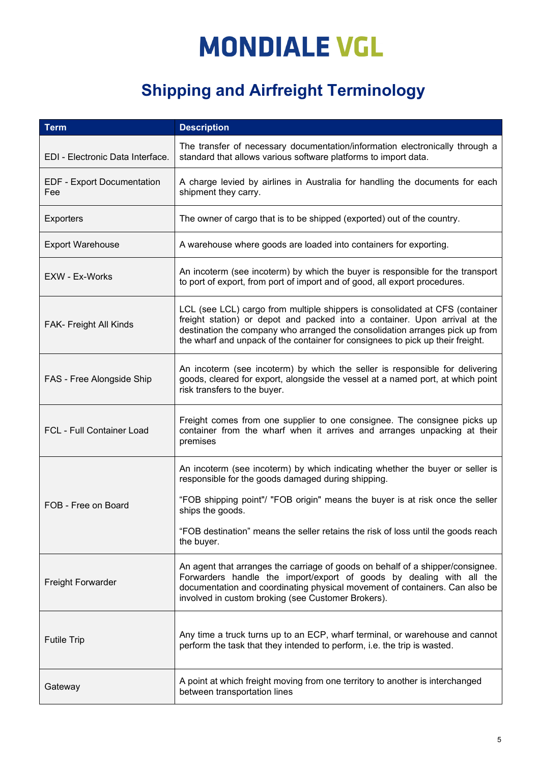# MONDIALE VGL

## Shipping and Airfreight Terminology

| Term | Description |
|---|---|
| EDI - Electronic Data Interface. | The transfer of necessary documentation/information electronically through a standard that allows various software platforms to import data. |
| EDF - Export Documentation Fee | A charge levied by airlines in Australia for handling the documents for each shipment they carry. |
| Exporters | The owner of cargo that is to be shipped (exported) out of the country. |
| Export Warehouse | A warehouse where goods are loaded into containers for exporting. |
| EXW - Ex-Works | An incoterm (see incoterm) by which the buyer is responsible for the transport to port of export, from port of import and of good, all export procedures. |
| FAK- Freight All Kinds | LCL (see LCL) cargo from multiple shippers is consolidated at CFS (container freight station) or depot and packed into a container. Upon arrival at the destination the company who arranged the consolidation arranges pick up from the wharf and unpack of the container for consignees to pick up their freight. |
| FAS - Free Alongside Ship | An incoterm (see incoterm) by which the seller is responsible for delivering goods, cleared for export, alongside the vessel at a named port, at which point risk transfers to the buyer. |
| FCL - Full Container Load | Freight comes from one supplier to one consignee. The consignee picks up container from the wharf when it arrives and arranges unpacking at their premises |
| FOB - Free on Board | An incoterm (see incoterm) by which indicating whether the buyer or seller is responsible for the goods damaged during shipping.<br><br>"FOB shipping point"/ "FOB origin" means the buyer is at risk once the seller ships the goods.<br><br>"FOB destination" means the seller retains the risk of loss until the goods reach the buyer. |
| Freight Forwarder | An agent that arranges the carriage of goods on behalf of a shipper/consignee. Forwarders handle the import/export of goods by dealing with all the documentation and coordinating physical movement of containers. Can also be involved in custom broking (see Customer Brokers). |
| Futile Trip | Any time a truck turns up to an ECP, wharf terminal, or warehouse and cannot perform the task that they intended to perform, i.e. the trip is wasted. |
| Gateway | A point at which freight moving from one territory to another is interchanged between transportation lines |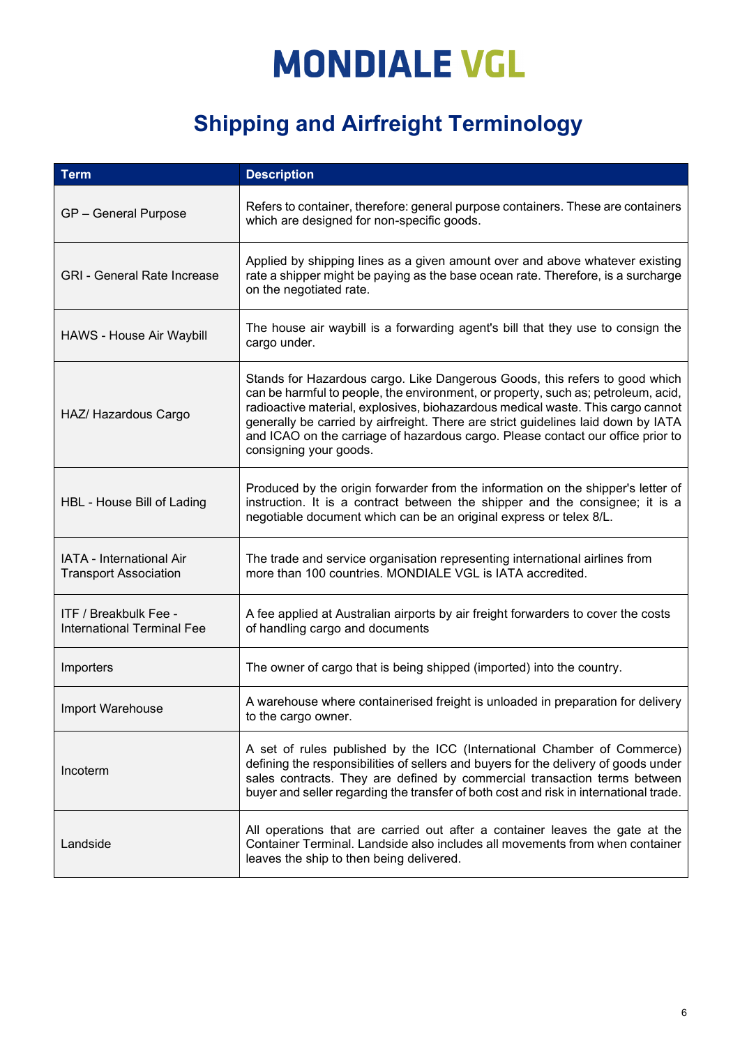# MONDIALE VGL

## Shipping and Airfreight Terminology

| Term | Description |
|---|---|
| GP – General Purpose | Refers to container, therefore: general purpose containers. These are containers which are designed for non-specific goods. |
| GRI - General Rate Increase | Applied by shipping lines as a given amount over and above whatever existing rate a shipper might be paying as the base ocean rate. Therefore, is a surcharge on the negotiated rate. |
| HAWS - House Air Waybill | The house air waybill is a forwarding agent's bill that they use to consign the cargo under. |
| HAZ/ Hazardous Cargo | Stands for Hazardous cargo. Like Dangerous Goods, this refers to good which can be harmful to people, the environment, or property, such as; petroleum, acid, radioactive material, explosives, biohazardous medical waste. This cargo cannot generally be carried by airfreight. There are strict guidelines laid down by IATA and ICAO on the carriage of hazardous cargo. Please contact our office prior to consigning your goods. |
| HBL - House Bill of Lading | Produced by the origin forwarder from the information on the shipper's letter of instruction. It is a contract between the shipper and the consignee; it is a negotiable document which can be an original express or telex 8/L. |
| IATA - International Air Transport Association | The trade and service organisation representing international airlines from more than 100 countries. MONDIALE VGL is IATA accredited. |
| ITF / Breakbulk Fee - International Terminal Fee | A fee applied at Australian airports by air freight forwarders to cover the costs of handling cargo and documents |
| Importers | The owner of cargo that is being shipped (imported) into the country. |
| Import Warehouse | A warehouse where containerised freight is unloaded in preparation for delivery to the cargo owner. |
| Incoterm | A set of rules published by the ICC (International Chamber of Commerce) defining the responsibilities of sellers and buyers for the delivery of goods under sales contracts. They are defined by commercial transaction terms between buyer and seller regarding the transfer of both cost and risk in international trade. |
| Landside | All operations that are carried out after a container leaves the gate at the Container Terminal. Landside also includes all movements from when container leaves the ship to then being delivered. |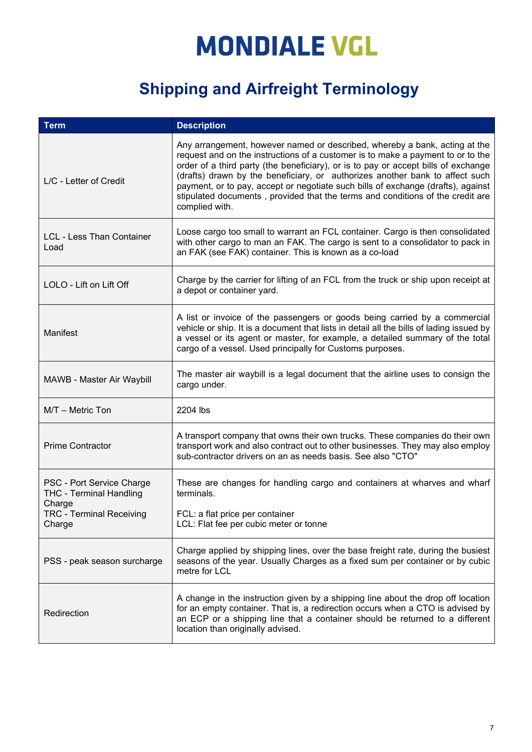# MONDIALE VGL

## Shipping and Airfreight Terminology

| Term | Description |
|---|---|
| L/C - Letter of Credit | Any arrangement, however named or described, whereby a bank, acting at the request and on the instructions of a customer is to make a payment to or to the order of a third party (the beneficiary), or is to pay or accept bills of exchange (drafts) drawn by the beneficiary, or authorizes another bank to affect such payment, or to pay, accept or negotiate such bills of exchange (drafts), against stipulated documents , provided that the terms and conditions of the credit are complied with. |
| LCL - Less Than Container Load | Loose cargo too small to warrant an FCL container. Cargo is then consolidated with other cargo to man an FAK. The cargo is sent to a consolidator to pack in an FAK (see FAK) container. This is known as a co-load |
| LOLO - Lift on Lift Off | Charge by the carrier for lifting of an FCL from the truck or ship upon receipt at a depot or container yard. |
| Manifest | A list or invoice of the passengers or goods being carried by a commercial vehicle or ship. It is a document that lists in detail all the bills of lading issued by a vessel or its agent or master, for example, a detailed summary of the total cargo of a vessel. Used principally for Customs purposes. |
| MAWB - Master Air Waybill | The master air waybill is a legal document that the airline uses to consign the cargo under. |
| M/T – Metric Ton | 2204 lbs |
| Prime Contractor | A transport company that owns their own trucks. These companies do their own transport work and also contract out to other businesses. They may also employ sub-contractor drivers on an as needs basis. See also "CTO" |
| PSC - Port Service Charge<br>THC - Terminal Handling Charge<br>TRC - Terminal Receiving Charge | These are changes for handling cargo and containers at wharves and wharf terminals.<br><br>FCL: a flat price per container<br>LCL: Flat fee per cubic meter or tonne |
| PSS - peak season surcharge | Charge applied by shipping lines, over the base freight rate, during the busiest seasons of the year. Usually Charges as a fixed sum per container or by cubic metre for LCL |
| Redirection | A change in the instruction given by a shipping line about the drop off location for an empty container. That is, a redirection occurs when a CTO is advised by an ECP or a shipping line that a container should be returned to a different location than originally advised. |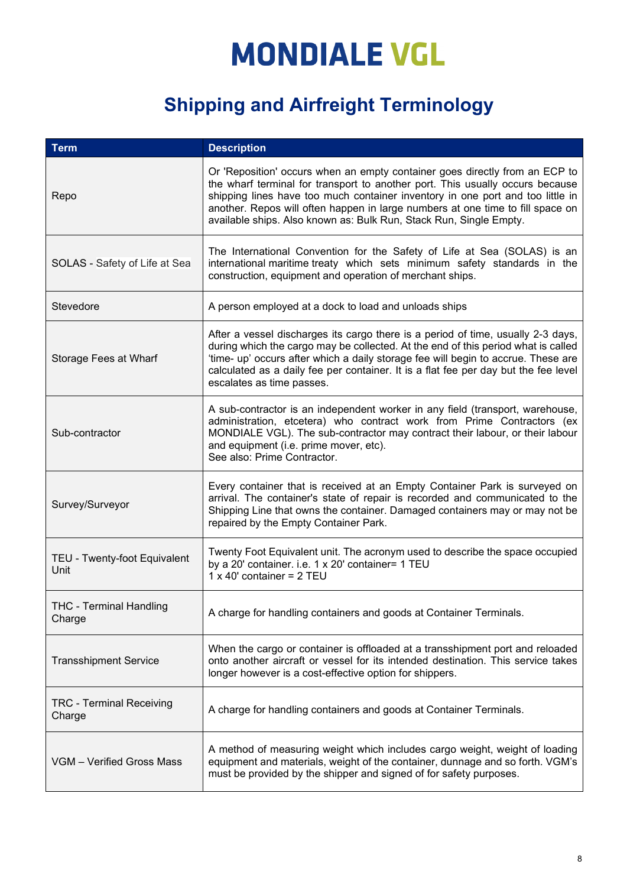# MONDIALE VGL

## Shipping and Airfreight Terminology

| Term | Description |
|---|---|
| Repo | Or 'Reposition' occurs when an empty container goes directly from an ECP to the wharf terminal for transport to another port. This usually occurs because shipping lines have too much container inventory in one port and too little in another. Repos will often happen in large numbers at one time to fill space on available ships. Also known as: Bulk Run, Stack Run, Single Empty. |
| SOLAS - Safety of Life at Sea | The International Convention for the Safety of Life at Sea (SOLAS) is an international maritime treaty which sets minimum safety standards in the construction, equipment and operation of merchant ships. |
| Stevedore | A person employed at a dock to load and unloads ships |
| Storage Fees at Wharf | After a vessel discharges its cargo there is a period of time, usually 2-3 days, during which the cargo may be collected. At the end of this period what is called 'time- up' occurs after which a daily storage fee will begin to accrue. These are calculated as a daily fee per container. It is a flat fee per day but the fee level escalates as time passes. |
| Sub-contractor | A sub-contractor is an independent worker in any field (transport, warehouse, administration, etcetera) who contract work from Prime Contractors (ex MONDIALE VGL). The sub-contractor may contract their labour, or their labour and equipment (i.e. prime mover, etc).<br>See also: Prime Contractor. |
| Survey/Surveyor | Every container that is received at an Empty Container Park is surveyed on arrival. The container's state of repair is recorded and communicated to the Shipping Line that owns the container. Damaged containers may or may not be repaired by the Empty Container Park. |
| TEU - Twenty-foot Equivalent Unit | Twenty Foot Equivalent unit. The acronym used to describe the space occupied by a 20' container. i.e. 1 x 20' container= 1 TEU<br>1 x 40' container = 2 TEU |
| THC - Terminal Handling Charge | A charge for handling containers and goods at Container Terminals. |
| Transshipment Service | When the cargo or container is offloaded at a transshipment port and reloaded onto another aircraft or vessel for its intended destination. This service takes longer however is a cost-effective option for shippers. |
| TRC - Terminal Receiving Charge | A charge for handling containers and goods at Container Terminals. |
| VGM – Verified Gross Mass | A method of measuring weight which includes cargo weight, weight of loading equipment and materials, weight of the container, dunnage and so forth. VGM's must be provided by the shipper and signed of for safety purposes. |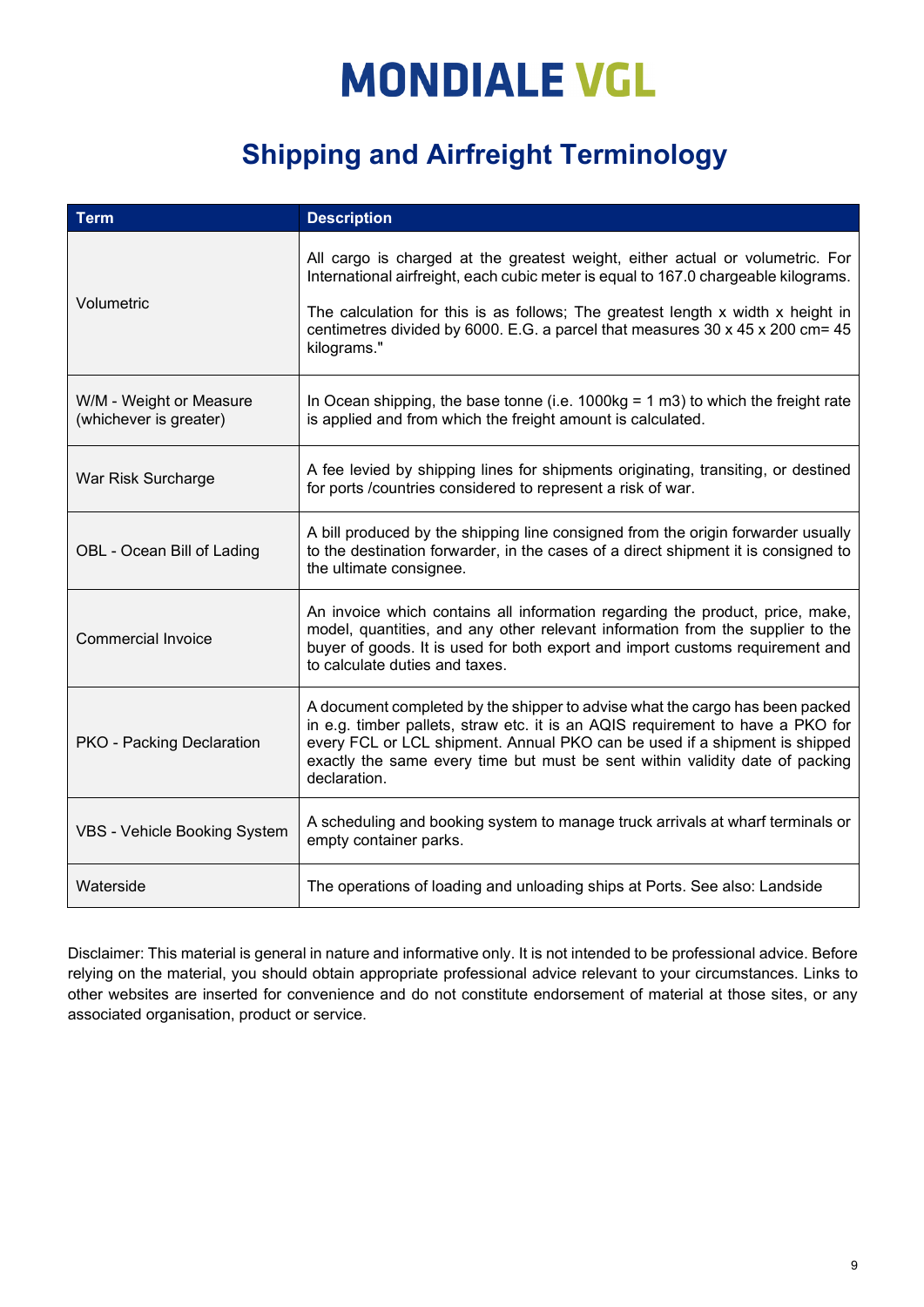# MONDIALE VGL

## Shipping and Airfreight Terminology

| Term | Description |
|---|---|
| Volumetric | All cargo is charged at the greatest weight, either actual or volumetric. For International airfreight, each cubic meter is equal to 167.0 chargeable kilograms.<br><br>The calculation for this is as follows; The greatest length x width x height in centimetres divided by 6000. E.G. a parcel that measures 30 x 45 x 200 cm= 45 kilograms." |
| W/M - Weight or Measure (whichever is greater) | In Ocean shipping, the base tonne (i.e. 1000kg = 1 m3) to which the freight rate is applied and from which the freight amount is calculated. |
| War Risk Surcharge | A fee levied by shipping lines for shipments originating, transiting, or destined for ports /countries considered to represent a risk of war. |
| OBL - Ocean Bill of Lading | A bill produced by the shipping line consigned from the origin forwarder usually to the destination forwarder, in the cases of a direct shipment it is consigned to the ultimate consignee. |
| Commercial Invoice | An invoice which contains all information regarding the product, price, make, model, quantities, and any other relevant information from the supplier to the buyer of goods. It is used for both export and import customs requirement and to calculate duties and taxes. |
| PKO - Packing Declaration | A document completed by the shipper to advise what the cargo has been packed in e.g. timber pallets, straw etc. it is an AQIS requirement to have a PKO for every FCL or LCL shipment. Annual PKO can be used if a shipment is shipped exactly the same every time but must be sent within validity date of packing declaration. |
| VBS - Vehicle Booking System | A scheduling and booking system to manage truck arrivals at wharf terminals or empty container parks. |
| Waterside | The operations of loading and unloading ships at Ports. See also: Landside |

Disclaimer: This material is general in nature and informative only. It is not intended to be professional advice. Before relying on the material, you should obtain appropriate professional advice relevant to your circumstances. Links to other websites are inserted for convenience and do not constitute endorsement of material at those sites, or any associated organisation, product or service.